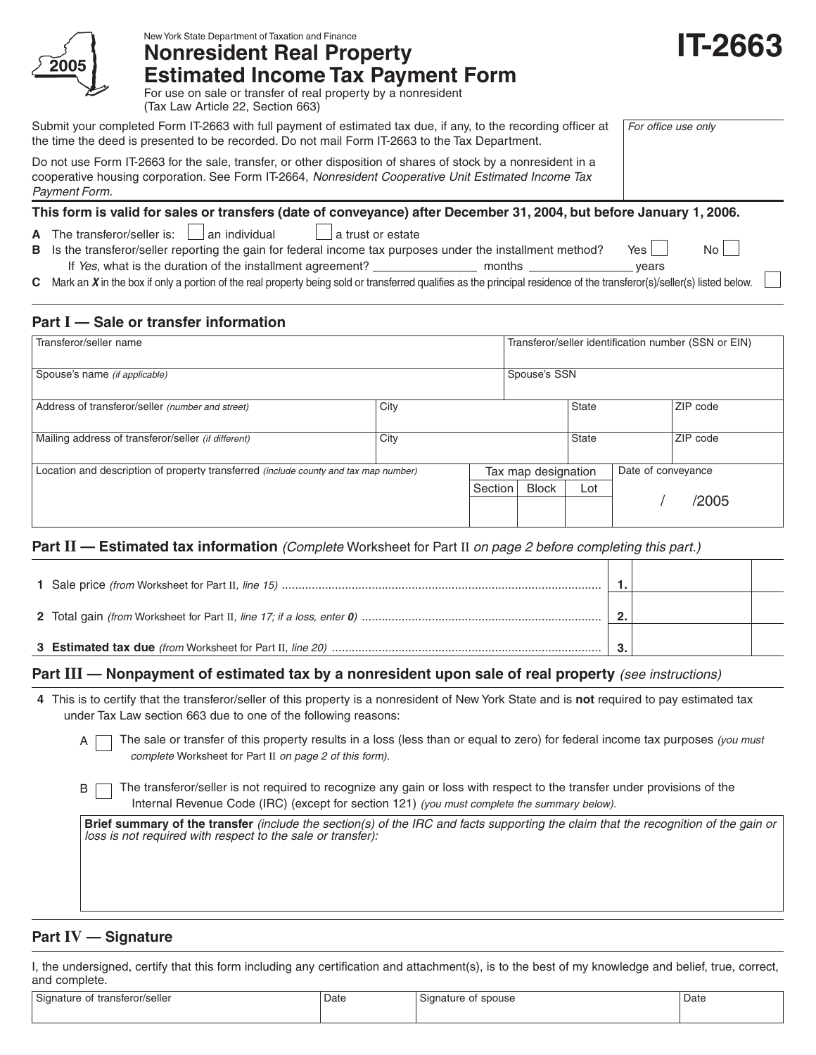New York State Department of Taxation and Finance

2005

# Nonresident Real Property Estimated Income Tax Payment Form

# IT-2663

For use on sale or transfer of real property by a nonresident
(Tax Law Article 22, Section 663)

Submit your completed Form IT-2663 with full payment of estimated tax due, if any, to the recording officer at the time the deed is presented to be recorded. Do not mail Form IT-2663 to the Tax Department.

Do not use Form IT-2663 for the sale, transfer, or other disposition of shares of stock by a nonresident in a cooperative housing corporation. See Form IT-2664, *Nonresident Cooperative Unit Estimated Income Tax Payment Form.*

*For office use only*

**This form is valid for sales or transfers (date of conveyance) after December 31, 2004, but before January 1, 2006.**

**A** The transferor/seller is: ☐ an individual ☐ a trust or estate

**B** Is the transferor/seller reporting the gain for federal income tax purposes under the installment method? Yes ☐ No ☐

If *Yes,* what is the duration of the installment agreement? ________ months ________ years

**C** Mark an ***X*** in the box if only a portion of the real property being sold or transferred qualifies as the principal residence of the transferor(s)/seller(s) listed below. ☐

## Part I — Sale or transfer information

| Transferor/seller name | | | Transferor/seller identification number (SSN or EIN) | |
|---|---|---|---|---|
| Spouse's name *(if applicable)* | | | Spouse's SSN | |
| Address of transferor/seller *(number and street)* | City | | State | ZIP code |
| Mailing address of transferor/seller *(if different)* | City | | State | ZIP code |

| Location and description of property transferred *(include county and tax map number)* | Tax map designation | | | Date of conveyance |
|---|---|---|---|---|
| | Section | Block | Lot | / /2005 |

## Part II — Estimated tax information *(Complete* Worksheet for Part II *on page 2 before completing this part.)*

| | | |
|---|---|---|
| **1** Sale price *(from* Worksheet for Part II*, line 15)* | 1. | |
| **2** Total gain *(from* Worksheet for Part II*, line 17; if a loss, enter* ***0****)* | 2. | |
| **3** **Estimated tax due** *(from* Worksheet for Part II*, line 20)* | 3. | |

## Part III — Nonpayment of estimated tax by a nonresident upon sale of real property *(see instructions)*

**4** This is to certify that the transferor/seller of this property is a nonresident of New York State and is **not** required to pay estimated tax under Tax Law section 663 due to one of the following reasons:

A ☐ The sale or transfer of this property results in a loss (less than or equal to zero) for federal income tax purposes *(you must complete* Worksheet for Part II *on page 2 of this form).*

B ☐ The transferor/seller is not required to recognize any gain or loss with respect to the transfer under provisions of the Internal Revenue Code (IRC) (except for section 121) *(you must complete the summary below).*

**Brief summary of the transfer** *(include the section(s) of the IRC and facts supporting the claim that the recognition of the gain or loss is not required with respect to the sale or transfer):*

## Part IV — Signature

I, the undersigned, certify that this form including any certification and attachment(s), is to the best of my knowledge and belief, true, correct, and complete.

| Signature of transferor/seller | Date | Signature of spouse | Date |
|---|---|---|---|
| | | | |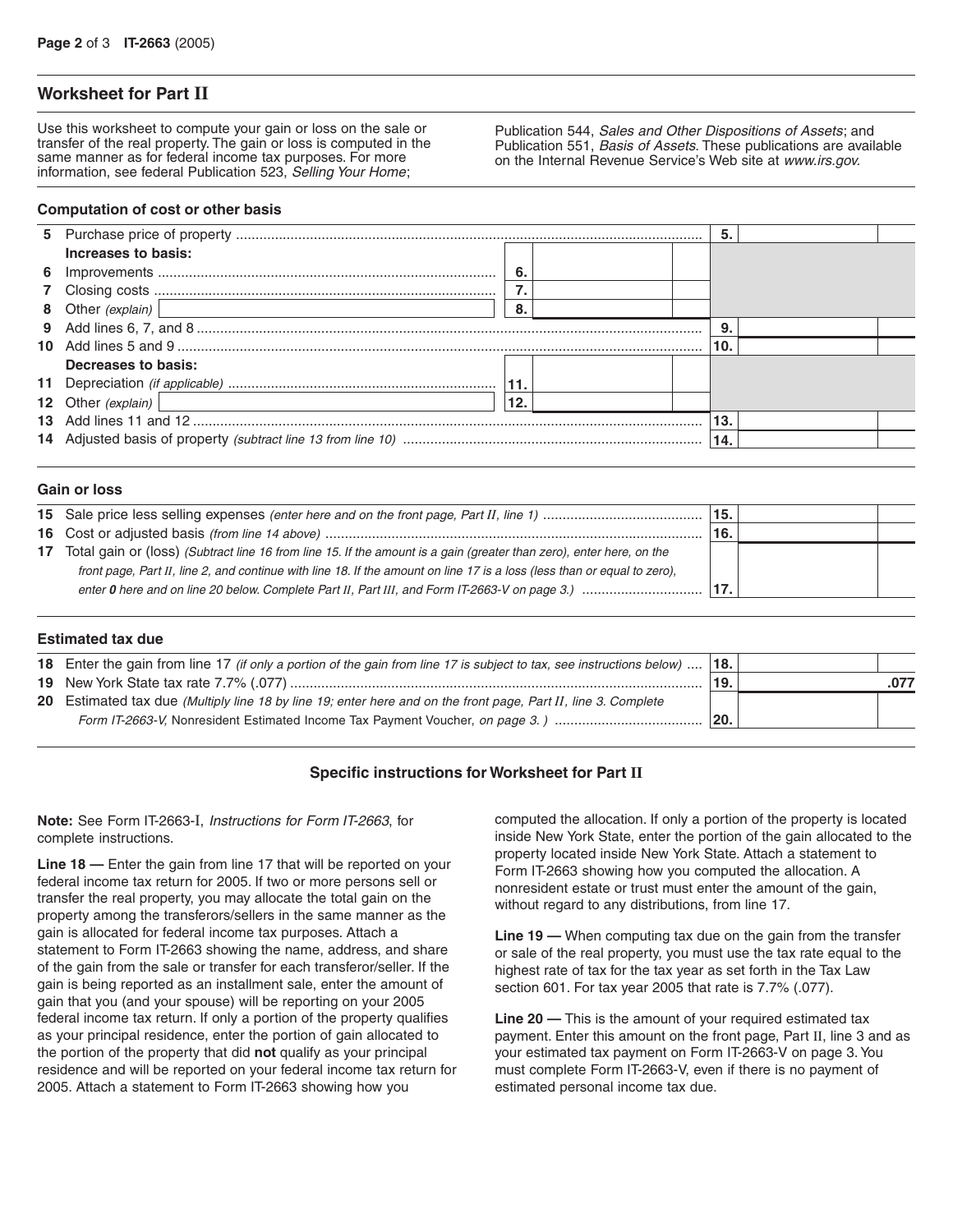## Worksheet for Part II

Use this worksheet to compute your gain or loss on the sale or transfer of the real property. The gain or loss is computed in the same manner as for federal income tax purposes. For more information, see federal Publication 523, *Selling Your Home*; Publication 544, *Sales and Other Dispositions of Assets*; and Publication 551, *Basis of Assets*. These publications are available on the Internal Revenue Service's Web site at *www.irs.gov.*

### Computation of cost or other basis

| Line | Description | | | | |
|---|---|---|---|---|---|
| 5 | Purchase price of property | | | 5. | |
| | **Increases to basis:** | | | | |
| 6 | Improvements | 6. | | | |
| 7 | Closing costs | 7. | | | |
| 8 | Other *(explain)* | 8. | | | |
| 9 | Add lines 6, 7, and 8 | | | 9. | |
| 10 | Add lines 5 and 9 | | | 10. | |
| | **Decreases to basis:** | | | | |
| 11 | Depreciation *(if applicable)* | 11. | | | |
| 12 | Other *(explain)* | 12. | | | |
| 13 | Add lines 11 and 12 | | | 13. | |
| 14 | Adjusted basis of property *(subtract line 13 from line 10)* | | | 14. | |

### Gain or loss

| Line | Description | | |
|---|---|---|---|
| 15 | Sale price less selling expenses *(enter here and on the front page, Part II, line 1)* | 15. | |
| 16 | Cost or adjusted basis *(from line 14 above)* | 16. | |
| 17 | Total gain or (loss) *(Subtract line 16 from line 15. If the amount is a gain (greater than zero), enter here, on the front page, Part II, line 2, and continue with line 18. If the amount on line 17 is a loss (less than or equal to zero), enter **0** here and on line 20 below. Complete Part II, Part III, and Form IT-2663-V on page 3.)* | 17. | |

### Estimated tax due

| Line | Description | | |
|---|---|---|---|
| 18 | Enter the gain from line 17 *(if only a portion of the gain from line 17 is subject to tax, see instructions below)* | 18. | |
| 19 | New York State tax rate 7.7% (.077) | 19. | .077 |
| 20 | Estimated tax due *(Multiply line 18 by line 19; enter here and on the front page, Part II, line 3. Complete Form IT-2663-V, Nonresident Estimated Income Tax Payment Voucher, on page 3. )* | 20. | |

### Specific instructions for Worksheet for Part II

**Note:** See Form IT-2663-I, *Instructions for Form IT-2663*, for complete instructions.

**Line 18 —** Enter the gain from line 17 that will be reported on your federal income tax return for 2005. If two or more persons sell or transfer the real property, you may allocate the total gain on the property among the transferors/sellers in the same manner as the gain is allocated for federal income tax purposes. Attach a statement to Form IT-2663 showing the name, address, and share of the gain from the sale or transfer for each transferor/seller. If the gain is being reported as an installment sale, enter the amount of gain that you (and your spouse) will be reporting on your 2005 federal income tax return. If only a portion of the property qualifies as your principal residence, enter the portion of gain allocated to the portion of the property that did **not** qualify as your principal residence and will be reported on your federal income tax return for 2005. Attach a statement to Form IT-2663 showing how you computed the allocation. If only a portion of the property is located inside New York State, enter the portion of the gain allocated to the property located inside New York State. Attach a statement to Form IT-2663 showing how you computed the allocation. A nonresident estate or trust must enter the amount of the gain, without regard to any distributions, from line 17.

**Line 19 —** When computing tax due on the gain from the transfer or sale of the real property, you must use the tax rate equal to the highest rate of tax for the tax year as set forth in the Tax Law section 601. For tax year 2005 that rate is 7.7% (.077).

**Line 20 —** This is the amount of your required estimated tax payment. Enter this amount on the front page, Part II, line 3 and as your estimated tax payment on Form IT-2663-V on page 3. You must complete Form IT-2663-V, even if there is no payment of estimated personal income tax due.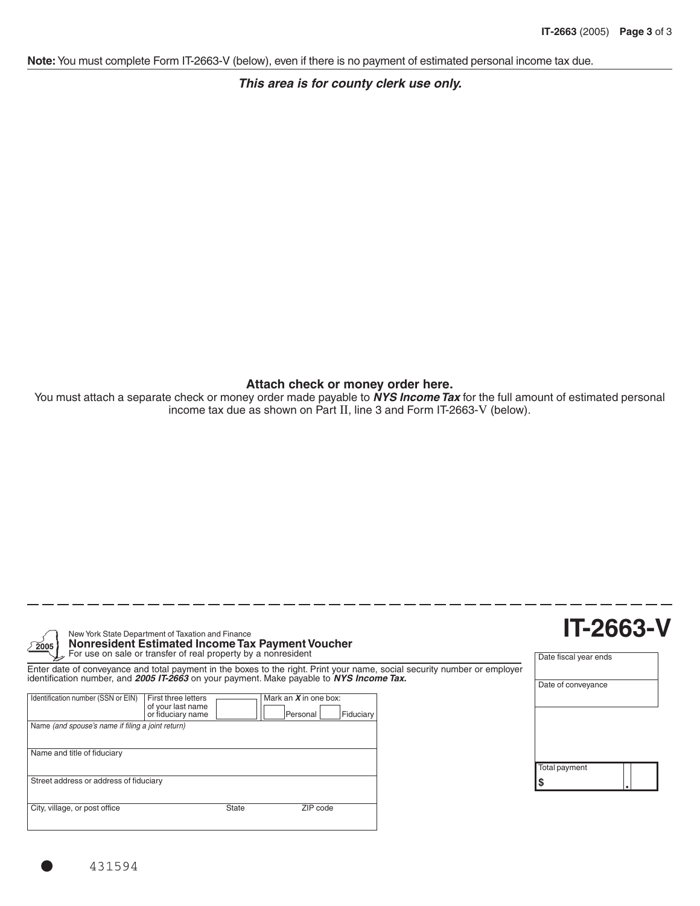**Note:** You must complete Form IT-2663-V (below), even if there is no payment of estimated personal income tax due.

***This area is for county clerk use only.***

**Attach check or money order here.**

You must attach a separate check or money order made payable to ***NYS Income Tax*** for the full amount of estimated personal income tax due as shown on Part II, line 3 and Form IT-2663-V (below).

---

New York State Department of Taxation and Finance

2005

# IT-2663-V

**Nonresident Estimated Income Tax Payment Voucher**

For use on sale or transfer of real property by a nonresident

Enter date of conveyance and total payment in the boxes to the right. Print your name, social security number or employer identification number, and ***2005 IT-2663*** on your payment. Make payable to ***NYS Income Tax.***

| Identification number (SSN or EIN) | First three letters of your last name or fiduciary name | | Mark an ***X*** in one box: Personal ☐ Fiduciary ☐ |
|---|---|---|---|
| Name *(and spouse's name if filing a joint return)* | | | |
| Name and title of fiduciary | | | |
| Street address or address of fiduciary | | | |
| City, village, or post office | State | ZIP code | |

| |
|---|
| Date fiscal year ends |
| Date of conveyance |
| Total payment $ . |

431594